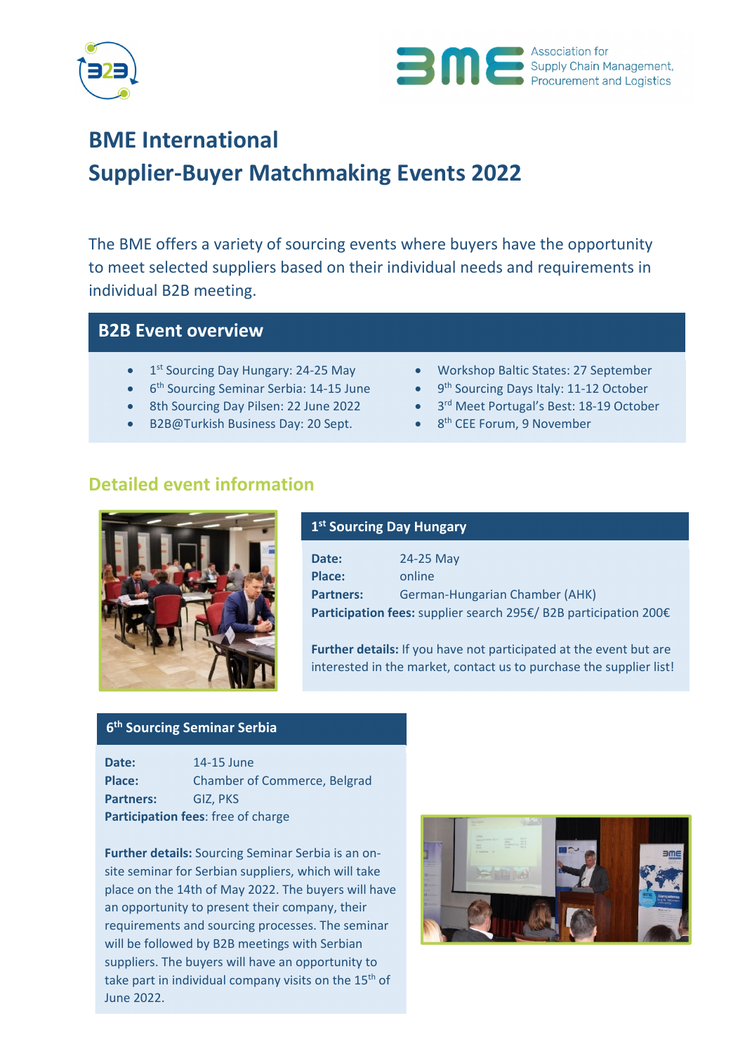# BME International Supplier-Buyer Matchmaking Events 2022

The BME offers a variety of sourcing events where buyers have the opportunity to meet selected suppliers based on their individual needs and requirements in individual B2B meeting.

## B2B Event overview

- 1st Sourcing Day Hungary: 24-25 May
- 6th Sourcing Seminar Serbia: 14-15 June
- 8th Sourcing Day Pilsen: 22 June 2022
- B2B@Turkish Business Day: 20 Sept.
- Workshop Baltic States: 27 September
- 9th Sourcing Days Italy: 11-12 October
- 3rd Meet Portugal's Best: 18-19 October
- 8th CEE Forum, 9 November

## Detailed event information

### 1st Sourcing Day Hungary

**Date:** 24-25 May
**Place:** online
**Partners:** German-Hungarian Chamber (AHK)
**Participation fees:** supplier search 295€/ B2B participation 200€

**Further details:** If you have not participated at the event but are interested in the market, contact us to purchase the supplier list!

### 6th Sourcing Seminar Serbia

**Date:** 14-15 June
**Place:** Chamber of Commerce, Belgrad
**Partners:** GIZ, PKS
**Participation fees**: free of charge

**Further details:** Sourcing Seminar Serbia is an on-site seminar for Serbian suppliers, which will take place on the 14th of May 2022. The buyers will have an opportunity to present their company, their requirements and sourcing processes. The seminar will be followed by B2B meetings with Serbian suppliers. The buyers will have an opportunity to take part in individual company visits on the 15th of June 2022.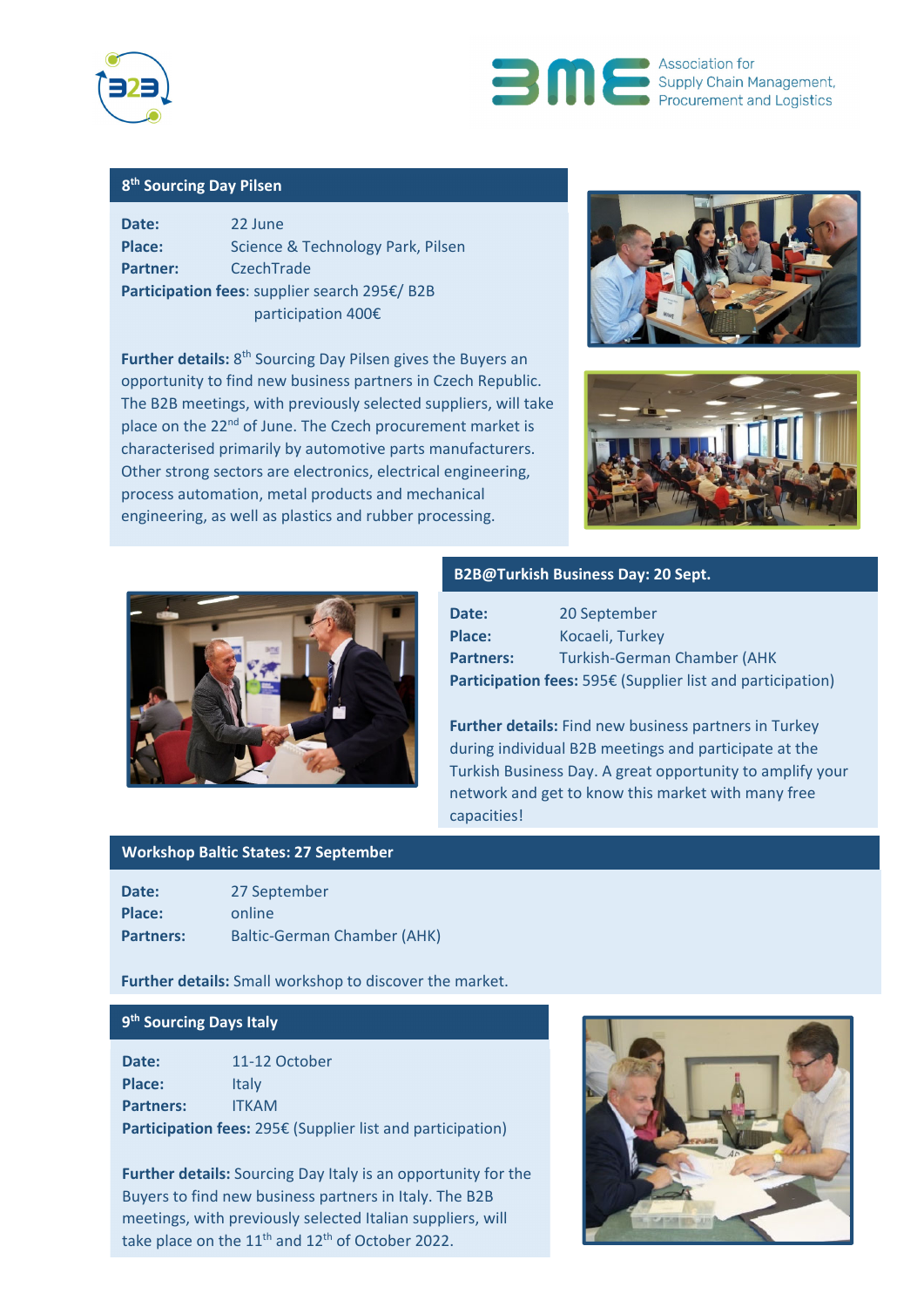## 8th Sourcing Day Pilsen

**Date:** 22 June
**Place:** Science & Technology Park, Pilsen
**Partner:** CzechTrade
**Participation fees**: supplier search 295€/ B2B participation 400€

**Further details:** 8th Sourcing Day Pilsen gives the Buyers an opportunity to find new business partners in Czech Republic. The B2B meetings, with previously selected suppliers, will take place on the 22nd of June. The Czech procurement market is characterised primarily by automotive parts manufacturers. Other strong sectors are electronics, electrical engineering, process automation, metal products and mechanical engineering, as well as plastics and rubber processing.

## B2B@Turkish Business Day: 20 Sept.

**Date:** 20 September
**Place:** Kocaeli, Turkey
**Partners:** Turkish-German Chamber (AHK
**Participation fees:** 595€ (Supplier list and participation)

**Further details:** Find new business partners in Turkey during individual B2B meetings and participate at the Turkish Business Day. A great opportunity to amplify your network and get to know this market with many free capacities!

## Workshop Baltic States: 27 September

**Date:** 27 September
**Place:** online
**Partners:** Baltic-German Chamber (AHK)

**Further details:** Small workshop to discover the market.

## 9th Sourcing Days Italy

**Date:** 11-12 October
**Place:** Italy
**Partners:** ITKAM
**Participation fees:** 295€ (Supplier list and participation)

**Further details:** Sourcing Day Italy is an opportunity for the Buyers to find new business partners in Italy. The B2B meetings, with previously selected Italian suppliers, will take place on the 11th and 12th of October 2022.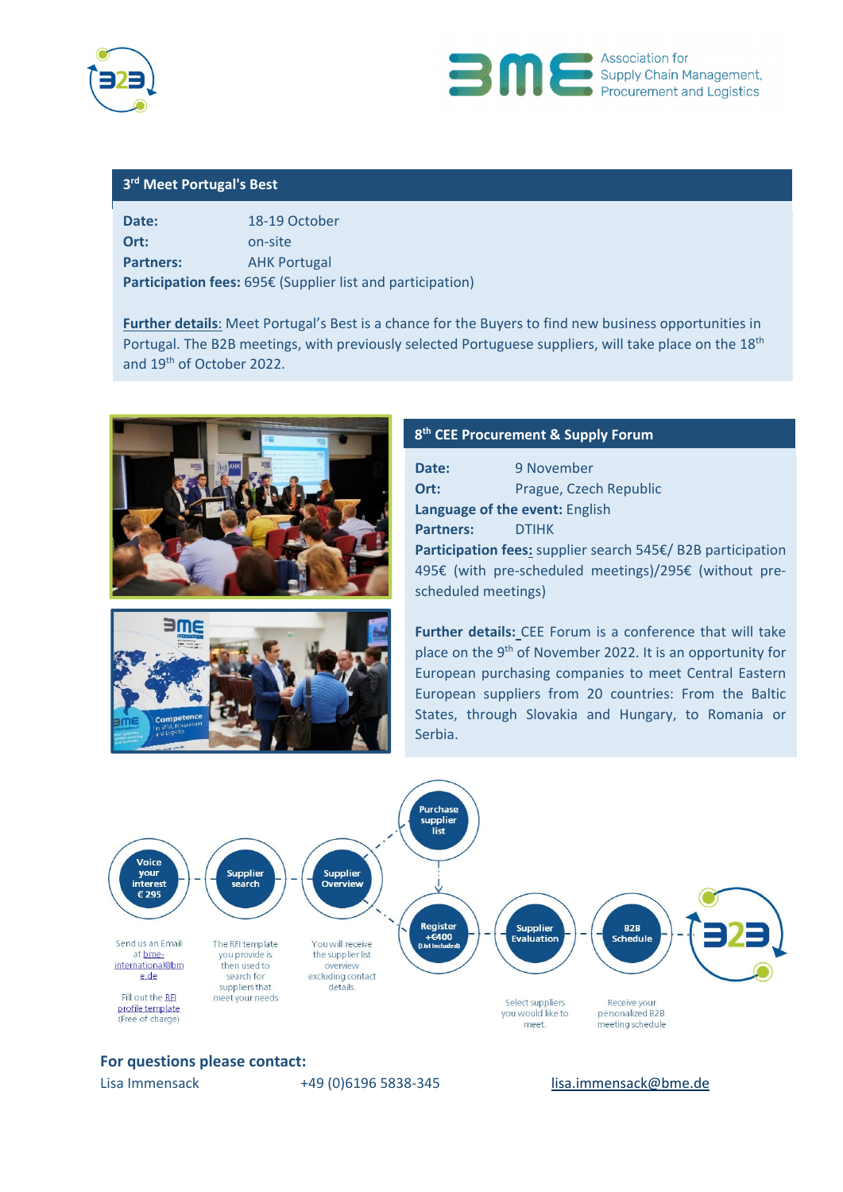## 3rd Meet Portugal's Best

**Date:** 18-19 October
**Ort:** on-site
**Partners:** AHK Portugal
**Participation fees:** 695€ (Supplier list and participation)

**Further details**: Meet Portugal's Best is a chance for the Buyers to find new business opportunities in Portugal. The B2B meetings, with previously selected Portuguese suppliers, will take place on the 18th and 19th of October 2022.

## 8th CEE Procurement & Supply Forum

**Date:** 9 November
**Ort:** Prague, Czech Republic
**Language of the event:** English
**Partners:** DTIHK
**Participation fees:** supplier search 545€/ B2B participation 495€ (with pre-scheduled meetings)/295€ (without pre-scheduled meetings)

**Further details:** CEE Forum is a conference that will take place on the 9th of November 2022. It is an opportunity for European purchasing companies to meet Central Eastern European suppliers from 20 countries: From the Baltic States, through Slovakia and Hungary, to Romania or Serbia.

Voice your interest € 295
Send us an Email at bme-international@bme.de
Fill out the RFI profile template (Free of charge)

Supplier search
The RFI template you provide is then used to search for suppliers that meet your needs

Supplier Overview
You will receive the supplier list overview excluding contact details.

Purchase supplier list

Register +€400 (List included)

Supplier Evaluation
Select suppliers you would like to meet.

B2B Schedule
Receive your personalized B2B meeting schedule

B2B

**For questions please contact:**

Lisa Immensack +49 (0)6196 5838-345 lisa.immensack@bme.de